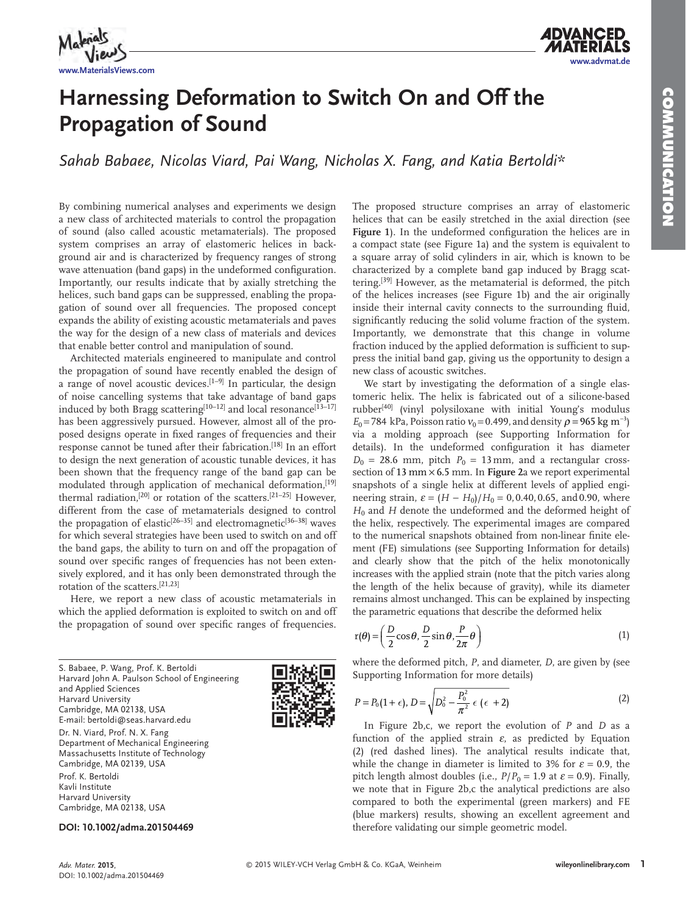# Harnessing Deformation to Switch On and Off the Propagation of Sound

*Sahab Babaee, Nicolas Viard, Pai Wang, Nicholas X. Fang, and Katia Bertoldi\**

By combining numerical analyses and experiments we design a new class of architected materials to control the propagation of sound (also called acoustic metamaterials). The proposed system comprises an array of elastomeric helices in background air and is characterized by frequency ranges of strong wave attenuation (band gaps) in the undeformed configuration. Importantly, our results indicate that by axially stretching the helices, such band gaps can be suppressed, enabling the propagation of sound over all frequencies. The proposed concept expands the ability of existing acoustic metamaterials and paves the way for the design of a new class of materials and devices that enable better control and manipulation of sound.

Architected materials engineered to manipulate and control the propagation of sound have recently enabled the design of a range of novel acoustic devices.[1–9] In particular, the design of noise cancelling systems that take advantage of band gaps induced by both Bragg scattering[10–12] and local resonance[13–17] has been aggressively pursued. However, almost all of the proposed designs operate in fixed ranges of frequencies and their response cannot be tuned after their fabrication.[18] In an effort to design the next generation of acoustic tunable devices, it has been shown that the frequency range of the band gap can be modulated through application of mechanical deformation,[19] thermal radiation,[20] or rotation of the scatters.[21–25] However, different from the case of metamaterials designed to control the propagation of elastic[26–35] and electromagnetic[36–38] waves for which several strategies have been used to switch on and off the band gaps, the ability to turn on and off the propagation of sound over specific ranges of frequencies has not been extensively explored, and it has only been demonstrated through the rotation of the scatters.[21,23]

Here, we report a new class of acoustic metamaterials in which the applied deformation is exploited to switch on and off the propagation of sound over specific ranges of frequencies. The proposed structure comprises an array of elastomeric helices that can be easily stretched in the axial direction (see **Figure 1**). In the undeformed configuration the helices are in a compact state (see Figure 1a) and the system is equivalent to a square array of solid cylinders in air, which is known to be characterized by a complete band gap induced by Bragg scattering.[39] However, as the metamaterial is deformed, the pitch of the helices increases (see Figure 1b) and the air originally inside their internal cavity connects to the surrounding fluid, significantly reducing the solid volume fraction of the system. Importantly, we demonstrate that this change in volume fraction induced by the applied deformation is sufficient to suppress the initial band gap, giving us the opportunity to design a new class of acoustic switches.

We start by investigating the deformation of a single elastomeric helix. The helix is fabricated out of a silicone-based rubber[40] (vinyl polysiloxane with initial Young's modulus $E_0 = 784$ kPa, Poisson ratio $\nu_0 = 0.499$, and density $\rho = 965$ kg m$^{-3}$) via a molding approach (see Supporting Information for details). In the undeformed configuration it has diameter $D_0$ = 28.6 mm, pitch $P_0$ = 13 mm, and a rectangular cross-section of 13 mm × 6.5 mm. In **Figure 2**a we report experimental snapshots of a single helix at different levels of applied engineering strain, $\varepsilon = (H - H_0)/H_0 = 0, 0.40, 0.65,$ and $0.90$, where $H_0$ and $H$ denote the undeformed and the deformed height of the helix, respectively. The experimental images are compared to the numerical snapshots obtained from non-linear finite element (FE) simulations (see Supporting Information for details) and clearly show that the pitch of the helix monotonically increases with the applied strain (note that the pitch varies along the length of the helix because of gravity), while its diameter remains almost unchanged. This can be explained by inspecting the parametric equations that describe the deformed helix

$$
\mathrm{r}(\theta) = \left( \frac{D}{2}\cos\theta, \frac{D}{2}\sin\theta, \frac{P}{2\pi}\theta \right) \tag{1}
$$

where the deformed pitch, $P$, and diameter, $D$, are given by (see Supporting Information for more details)

$$
P = P_0(1+\epsilon),\; D = \sqrt{D_0^2 - \frac{P_0^2}{\pi^2}\,\epsilon\,(\epsilon + 2)} \tag{2}
$$

In Figure 2b,c, we report the evolution of $P$ and $D$ as a function of the applied strain $\varepsilon$, as predicted by Equation (2) (red dashed lines). The analytical results indicate that, while the change in diameter is limited to 3% for $\varepsilon = 0.9$, the pitch length almost doubles (i.e., $P/P_0 = 1.9$ at $\varepsilon = 0.9$). Finally, we note that in Figure 2b,c the analytical predictions are also compared to both the experimental (green markers) and FE (blue markers) results, showing an excellent agreement and therefore validating our simple geometric model.

S. Babaee, P. Wang, Prof. K. Bertoldi
Harvard John A. Paulson School of Engineering and Applied Sciences
Harvard University
Cambridge, MA 02138, USA
E-mail: bertoldi@seas.harvard.edu

Dr. N. Viard, Prof. N. X. Fang
Department of Mechanical Engineering
Massachusetts Institute of Technology
Cambridge, MA 02139, USA

Prof. K. Bertoldi
Kavli Institute
Harvard University
Cambridge, MA 02138, USA

**DOI: 10.1002/adma.201504469**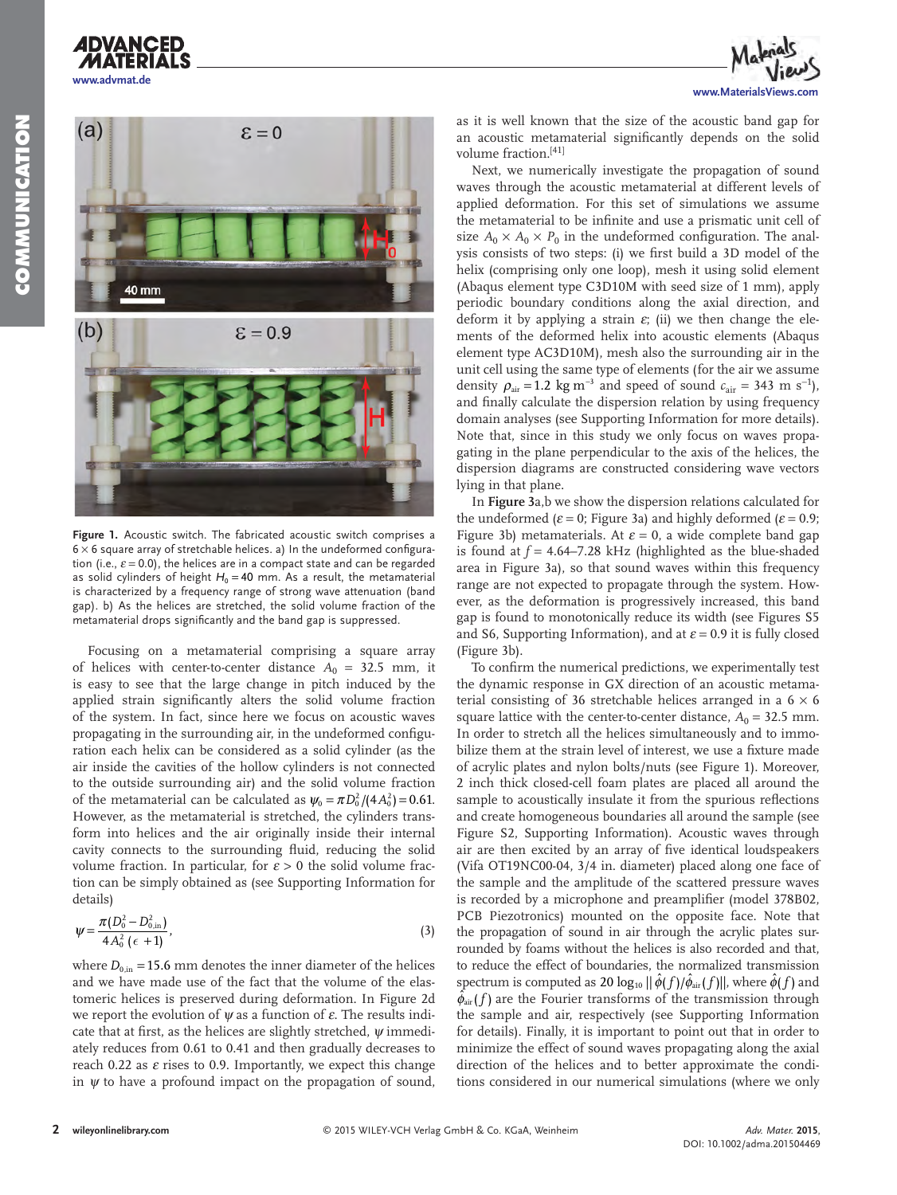Figure 1. Acoustic switch. The fabricated acoustic switch comprises a 6 × 6 square array of stretchable helices. a) In the undeformed configuration (i.e., $\varepsilon = 0.0$), the helices are in a compact state and can be regarded as solid cylinders of height $H_0 = 40$ mm. As a result, the metamaterial is characterized by a frequency range of strong wave attenuation (band gap). b) As the helices are stretched, the solid volume fraction of the metamaterial drops significantly and the band gap is suppressed.

Focusing on a metamaterial comprising a square array of helices with center-to-center distance $A_0$ = 32.5 mm, it is easy to see that the large change in pitch induced by the applied strain significantly alters the solid volume fraction of the system. In fact, since here we focus on acoustic waves propagating in the surrounding air, in the undeformed configuration each helix can be considered as a solid cylinder (as the air inside the cavities of the hollow cylinders is not connected to the outside surrounding air) and the solid volume fraction of the metamaterial can be calculated as $\psi_0 = \pi D_0^2/(4A_0^2) = 0.61$. However, as the metamaterial is stretched, the cylinders transform into helices and the air originally inside their internal cavity connects to the surrounding fluid, reducing the solid volume fraction. In particular, for $\varepsilon > 0$ the solid volume fraction can be simply obtained as (see Supporting Information for details)

$$\psi = \frac{\pi(D_0^2 - D_{0,\mathrm{in}}^2)}{4A_0^2(\epsilon + 1)}, \tag{3}$$

where $D_{0,\mathrm{in}} = 15.6$ mm denotes the inner diameter of the helices and we have made use of the fact that the volume of the elastomeric helices is preserved during deformation. In Figure 2d we report the evolution of $\psi$ as a function of $\varepsilon$. The results indicate that at first, as the helices are slightly stretched, $\psi$ immediately reduces from 0.61 to 0.41 and then gradually decreases to reach 0.22 as $\varepsilon$ rises to 0.9. Importantly, we expect this change in $\psi$ to have a profound impact on the propagation of sound, as it is well known that the size of the acoustic band gap for an acoustic metamaterial significantly depends on the solid volume fraction.[41]

Next, we numerically investigate the propagation of sound waves through the acoustic metamaterial at different levels of applied deformation. For this set of simulations we assume the metamaterial to be infinite and use a prismatic unit cell of size $A_0 \times A_0 \times P_0$ in the undeformed configuration. The analysis consists of two steps: (i) we first build a 3D model of the helix (comprising only one loop), mesh it using solid element (Abaqus element type C3D10M with seed size of 1 mm), apply periodic boundary conditions along the axial direction, and deform it by applying a strain $\varepsilon$; (ii) we then change the elements of the deformed helix into acoustic elements (Abaqus element type AC3D10M), mesh also the surrounding air in the unit cell using the same type of elements (for the air we assume density $\rho_{\mathrm{air}} = 1.2$ kg m$^{-3}$ and speed of sound $c_{\mathrm{air}}$ = 343 m s$^{-1}$), and finally calculate the dispersion relation by using frequency domain analyses (see Supporting Information for more details). Note that, since in this study we only focus on waves propagating in the plane perpendicular to the axis of the helices, the dispersion diagrams are constructed considering wave vectors lying in that plane.

In **Figure 3**a,b we show the dispersion relations calculated for the undeformed ($\varepsilon = 0$; Figure 3a) and highly deformed ($\varepsilon = 0.9$; Figure 3b) metamaterials. At $\varepsilon = 0$, a wide complete band gap is found at $f$ = 4.64–7.28 kHz (highlighted as the blue-shaded area in Figure 3a), so that sound waves within this frequency range are not expected to propagate through the system. However, as the deformation is progressively increased, this band gap is found to monotonically reduce its width (see Figures S5 and S6, Supporting Information), and at $\varepsilon = 0.9$ it is fully closed (Figure 3b).

To confirm the numerical predictions, we experimentally test the dynamic response in GX direction of an acoustic metamaterial consisting of 36 stretchable helices arranged in a 6 × 6 square lattice with the center-to-center distance, $A_0$ = 32.5 mm. In order to stretch all the helices simultaneously and to immobilize them at the strain level of interest, we use a fixture made of acrylic plates and nylon bolts/nuts (see Figure 1). Moreover, 2 inch thick closed-cell foam plates are placed all around the sample to acoustically insulate it from the spurious reflections and create homogeneous boundaries all around the sample (see Figure S2, Supporting Information). Acoustic waves through air are then excited by an array of five identical loudspeakers (Vifa OT19NC00-04, 3/4 in. diameter) placed along one face of the sample and the amplitude of the scattered pressure waves is recorded by a microphone and preamplifier (model 378B02, PCB Piezotronics) mounted on the opposite face. Note that the propagation of sound in air through the acrylic plates surrounded by foams without the helices is also recorded and that, to reduce the effect of boundaries, the normalized transmission spectrum is computed as $20 \log_{10} \| \hat{\phi}(f)/\hat{\phi}_{\mathrm{air}}(f) \|$, where $\hat{\phi}(f)$ and $\hat{\phi}_{\mathrm{air}}(f)$ are the Fourier transforms of the transmission through the sample and air, respectively (see Supporting Information for details). Finally, it is important to point out that in order to minimize the effect of sound waves propagating along the axial direction of the helices and to better approximate the conditions considered in our numerical simulations (where we only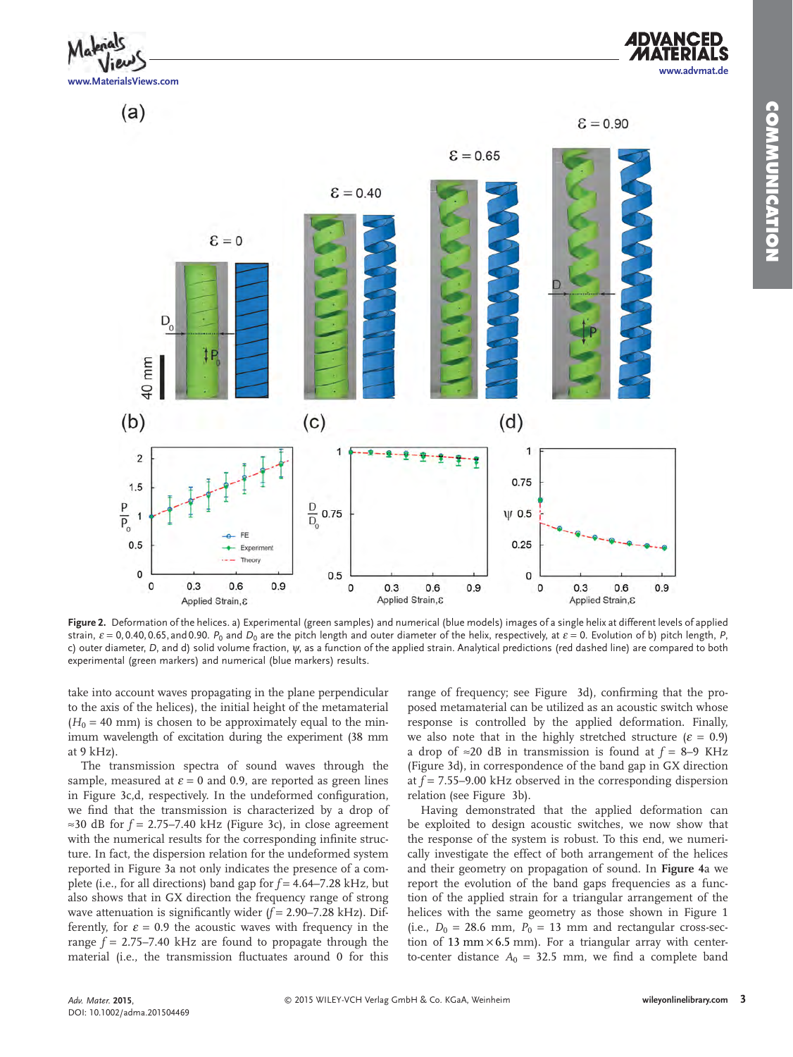**Figure 2.** Deformation of the helices. a) Experimental (green samples) and numerical (blue models) images of a single helix at different levels of applied strain, $\varepsilon = 0, 0.40, 0.65,$ and $0.90$. $P_0$ and $D_0$ are the pitch length and outer diameter of the helix, respectively, at $\varepsilon = 0$. Evolution of b) pitch length, $P$, c) outer diameter, $D$, and d) solid volume fraction, $\psi$, as a function of the applied strain. Analytical predictions (red dashed line) are compared to both experimental (green markers) and numerical (blue markers) results.

take into account waves propagating in the plane perpendicular to the axis of the helices), the initial height of the metamaterial ($H_0$ = 40 mm) is chosen to be approximately equal to the minimum wavelength of excitation during the experiment (38 mm at 9 kHz).

The transmission spectra of sound waves through the sample, measured at $\varepsilon = 0$ and 0.9, are reported as green lines in Figure 3c,d, respectively. In the undeformed configuration, we find that the transmission is characterized by a drop of ≈30 dB for $f$ = 2.75–7.40 kHz (Figure 3c), in close agreement with the numerical results for the corresponding infinite structure. In fact, the dispersion relation for the undeformed system reported in Figure 3a not only indicates the presence of a complete (i.e., for all directions) band gap for $f$ = 4.64–7.28 kHz, but also shows that in GX direction the frequency range of strong wave attenuation is significantly wider ($f$ = 2.90–7.28 kHz). Differently, for $\varepsilon = 0.9$ the acoustic waves with frequency in the range $f$ = 2.75–7.40 kHz are found to propagate through the material (i.e., the transmission fluctuates around 0 for this range of frequency; see Figure 3d), confirming that the proposed metamaterial can be utilized as an acoustic switch whose response is controlled by the applied deformation. Finally, we also note that in the highly stretched structure ($\varepsilon = 0.9$) a drop of ≈20 dB in transmission is found at $f$ = 8–9 KHz (Figure 3d), in correspondence of the band gap in GX direction at $f$ = 7.55–9.00 kHz observed in the corresponding dispersion relation (see Figure 3b).

Having demonstrated that the applied deformation can be exploited to design acoustic switches, we now show that the response of the system is robust. To this end, we numerically investigate the effect of both arrangement of the helices and their geometry on propagation of sound. In **Figure 4**a we report the evolution of the band gaps frequencies as a function of the applied strain for a triangular arrangement of the helices with the same geometry as those shown in Figure 1 (i.e., $D_0$ = 28.6 mm, $P_0$ = 13 mm and rectangular cross-section of 13 mm × 6.5 mm). For a triangular array with center-to-center distance $A_0$ = 32.5 mm, we find a complete band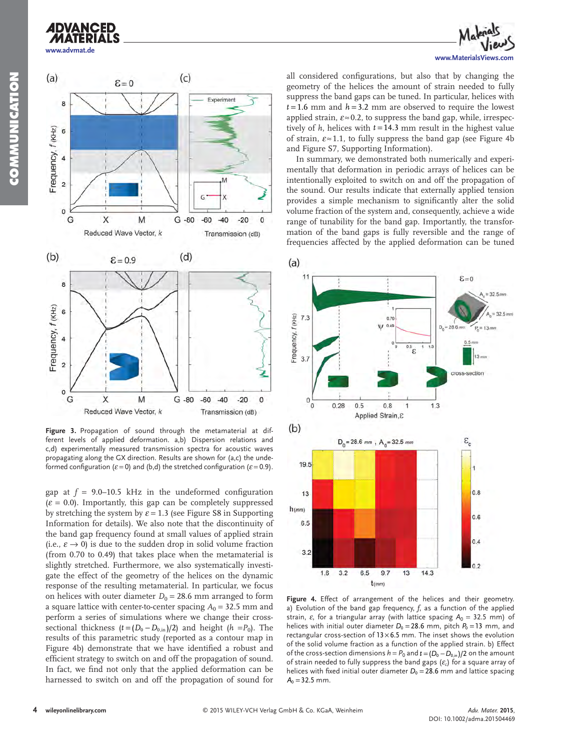**Figure 3.** Propagation of sound through the metamaterial at different levels of applied deformation. a,b) Dispersion relations and c,d) experimentally measured transmission spectra for acoustic waves propagating along the GX direction. Results are shown for (a,c) the undeformed configuration ($\varepsilon = 0$) and (b,d) the stretched configuration ($\varepsilon = 0.9$).

gap at $f$ = 9.0–10.5 kHz in the undeformed configuration ($\varepsilon$ = 0.0). Importantly, this gap can be completely suppressed by stretching the system by $\varepsilon = 1.3$ (see Figure S8 in Supporting Information for details). We also note that the discontinuity of the band gap frequency found at small values of applied strain (i.e., $\varepsilon \rightarrow 0$) is due to the sudden drop in solid volume fraction (from 0.70 to 0.49) that takes place when the metamaterial is slightly stretched. Furthermore, we also systematically investigate the effect of the geometry of the helices on the dynamic response of the resulting metamaterial. In particular, we focus on helices with outer diameter $D_0$ = 28.6 mm arranged to form a square lattice with center-to-center spacing $A_0$ = 32.5 mm and perform a series of simulations where we change their cross-sectional thickness ($t = (D_0 - D_{0,\text{in}})/2$) and height ($h = P_0$). The results of this parametric study (reported as a contour map in Figure 4b) demonstrate that we have identified a robust and efficient strategy to switch on and off the propagation of sound. In fact, we find not only that the applied deformation can be harnessed to switch on and off the propagation of sound for all considered configurations, but also that by changing the geometry of the helices the amount of strain needed to fully suppress the band gaps can be tuned. In particular, helices with $t$ = 1.6 mm and $h$ = 3.2 mm are observed to require the lowest applied strain, $\varepsilon \approx 0.2$, to suppress the band gap, while, irrespectively of $h$, helices with $t$ = 14.3 mm result in the highest value of strain, $\varepsilon \approx 1.1$, to fully suppress the band gap (see Figure 4b and Figure S7, Supporting Information).

In summary, we demonstrated both numerically and experimentally that deformation in periodic arrays of helices can be intentionally exploited to switch on and off the propagation of the sound. Our results indicate that externally applied tension provides a simple mechanism to significantly alter the solid volume fraction of the system and, consequently, achieve a wide range of tunability for the band gap. Importantly, the transformation of the band gaps is fully reversible and the range of frequencies affected by the applied deformation can be tuned

**Figure 4.** Effect of arrangement of the helices and their geometry. a) Evolution of the band gap frequency, $f$, as a function of the applied strain, $\varepsilon$, for a triangular array (with lattice spacing $A_0$ = 32.5 mm) of helices with initial outer diameter $D_0$ = 28.6 mm, pitch $P_0$ = 13 mm, and rectangular cross-section of 13 × 6.5 mm. The inset shows the evolution of the solid volume fraction as a function of the applied strain. b) Effect of the cross-section dimensions $h = P_0$ and $t = (D_0 - D_{0,\text{in}})/2$ on the amount of strain needed to fully suppress the band gaps ($\varepsilon_c$) for a square array of helices with fixed initial outer diameter $D_0$ = 28.6 mm and lattice spacing $A_0$ = 32.5 mm.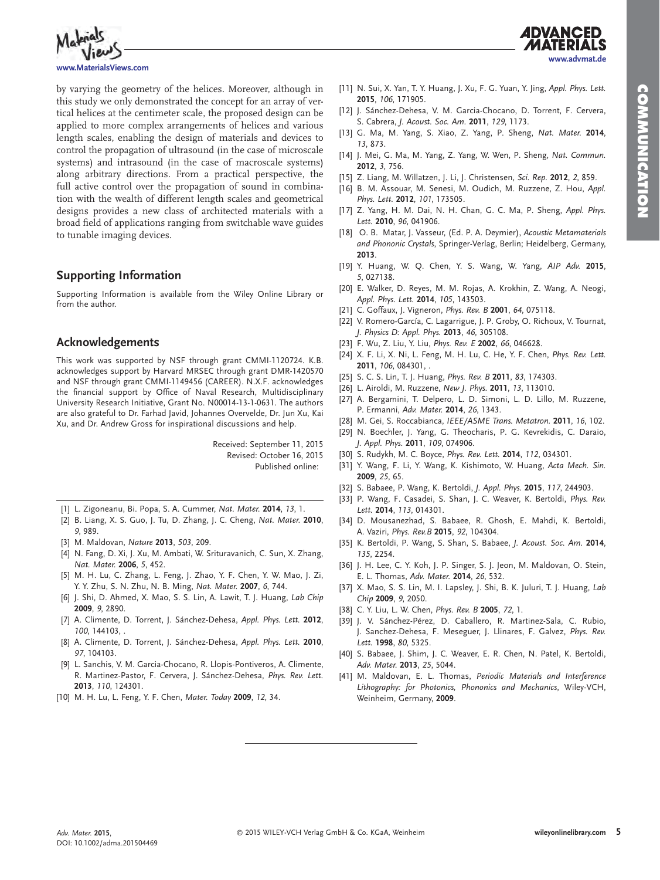by varying the geometry of the helices. Moreover, although in this study we only demonstrated the concept for an array of vertical helices at the centimeter scale, the proposed design can be applied to more complex arrangements of helices and various length scales, enabling the design of materials and devices to control the propagation of ultrasound (in the case of microscale systems) and intrasound (in the case of macroscale systems) along arbitrary directions. From a practical perspective, the full active control over the propagation of sound in combination with the wealth of different length scales and geometrical designs provides a new class of architected materials with a broad field of applications ranging from switchable wave guides to tunable imaging devices.

## Supporting Information

Supporting Information is available from the Wiley Online Library or from the author.

## Acknowledgements

This work was supported by NSF through grant CMMI-1120724. K.B. acknowledges support by Harvard MRSEC through grant DMR-1420570 and NSF through grant CMMI-1149456 (CAREER). N.X.F. acknowledges the financial support by Office of Naval Research, Multidisciplinary University Research Initiative, Grant No. N00014-13-1-0631. The authors are also grateful to Dr. Farhad Javid, Johannes Overvelde, Dr. Jun Xu, Kai Xu, and Dr. Andrew Gross for inspirational discussions and help.

Received: September 11, 2015
Revised: October 16, 2015
Published online:

[1] L. Zigoneanu, Bi. Popa, S. A. Cummer, *Nat. Mater.* **2014**, *13*, 1.
[2] B. Liang, X. S. Guo, J. Tu, D. Zhang, J. C. Cheng, *Nat. Mater.* **2010**, *9*, 989.
[3] M. Maldovan, *Nature* **2013**, *503*, 209.
[4] N. Fang, D. Xi, J. Xu, M. Ambati, W. Srituravanich, C. Sun, X. Zhang, *Nat. Mater.* **2006**, *5*, 452.
[5] M. H. Lu, C. Zhang, L. Feng, J. Zhao, Y. F. Chen, Y. W. Mao, J. Zi, Y. Y. Zhu, S. N. Zhu, N. B. Ming, *Nat. Mater.* **2007**, *6*, 744.
[6] J. Shi, D. Ahmed, X. Mao, S. S. Lin, A. Lawit, T. J. Huang, *Lab Chip* **2009**, *9*, 2890.
[7] A. Climente, D. Torrent, J. Sánchez-Dehesa, *Appl. Phys. Lett.* **2012**, *100*, 144103, .
[8] A. Climente, D. Torrent, J. Sánchez-Dehesa, *Appl. Phys. Lett.* **2010**, *97*, 104103.
[9] L. Sanchis, V. M. Garcia-Chocano, R. Llopis-Pontiveros, A. Climente, R. Martinez-Pastor, F. Cervera, J. Sánchez-Dehesa, *Phys. Rev. Lett.* **2013**, *110*, 124301.
[10] M. H. Lu, L. Feng, Y. F. Chen, *Mater. Today* **2009**, *12*, 34.
[11] N. Sui, X. Yan, T. Y. Huang, J. Xu, F. G. Yuan, Y. Jing, *Appl. Phys. Lett.* **2015**, *106*, 171905.
[12] J. Sánchez-Dehesa, V. M. Garcia-Chocano, D. Torrent, F. Cervera, S. Cabrera, *J. Acoust. Soc. Am.* **2011**, *129*, 1173.
[13] G. Ma, M. Yang, S. Xiao, Z. Yang, P. Sheng, *Nat. Mater.* **2014**, *13*, 873.
[14] J. Mei, G. Ma, M. Yang, Z. Yang, W. Wen, P. Sheng, *Nat. Commun.* **2012**, *3*, 756.
[15] Z. Liang, M. Willatzen, J. Li, J. Christensen, *Sci. Rep.* **2012**, *2*, 859.
[16] B. M. Assouar, M. Senesi, M. Oudich, M. Ruzzene, Z. Hou, *Appl. Phys. Lett.* **2012**, *101*, 173505.
[17] Z. Yang, H. M. Dai, N. H. Chan, G. C. Ma, P. Sheng, *Appl. Phys. Lett.* **2010**, *96*, 041906.
[18] O. B. Matar, J. Vasseur, (Ed. P. A. Deymier), *Acoustic Metamaterials and Phononic Crystals*, Springer-Verlag, Berlin; Heidelberg, Germany, **2013**.
[19] Y. Huang, W. Q. Chen, Y. S. Wang, W. Yang, *AIP Adv.* **2015**, *5*, 027138.
[20] E. Walker, D. Reyes, M. M. Rojas, A. Krokhin, Z. Wang, A. Neogi, *Appl. Phys. Lett.* **2014**, *105*, 143503.
[21] C. Goffaux, J. Vigneron, *Phys. Rev. B* **2001**, *64*, 075118.
[22] V. Romero-García, C. Lagarrigue, J. P. Groby, O. Richoux, V. Tournat, *J. Physics D: Appl. Phys.* **2013**, *46*, 305108.
[23] F. Wu, Z. Liu, Y. Liu, *Phys. Rev. E* **2002**, *66*, 046628.
[24] X. F. Li, X. Ni, L. Feng, M. H. Lu, C. He, Y. F. Chen, *Phys. Rev. Lett.* **2011**, *106*, 084301, .
[25] S. C. S. Lin, T. J. Huang, *Phys. Rev. B* **2011**, *83*, 174303.
[26] L. Airoldi, M. Ruzzene, *New J. Phys.* **2011**, *13*, 113010.
[27] A. Bergamini, T. Delpero, L. D. Simoni, L. D. Lillo, M. Ruzzene, P. Ermanni, *Adv. Mater.* **2014**, *26*, 1343.
[28] M. Gei, S. Roccabianca, *IEEE/ASME Trans. Metatron.* **2011**, *16*, 102.
[29] N. Boechler, J. Yang, G. Theocharis, P. G. Kevrekidis, C. Daraio, *J. Appl. Phys.* **2011**, *109*, 074906.
[30] S. Rudykh, M. C. Boyce, *Phys. Rev. Lett.* **2014**, *112*, 034301.
[31] Y. Wang, F. Li, Y. Wang, K. Kishimoto, W. Huang, *Acta Mech. Sin.* **2009**, *25*, 65.
[32] S. Babaee, P. Wang, K. Bertoldi, *J. Appl. Phys.* **2015**, *117*, 244903.
[33] P. Wang, F. Casadei, S. Shan, J. C. Weaver, K. Bertoldi, *Phys. Rev. Lett.* **2014**, *113*, 014301.
[34] D. Mousanezhad, S. Babaee, R. Ghosh, E. Mahdi, K. Bertoldi, A. Vaziri, *Phys. Rev.B* **2015**, *92*, 104304.
[35] K. Bertoldi, P. Wang, S. Shan, S. Babaee, *J. Acoust. Soc. Am.* **2014**, *135*, 2254.
[36] J. H. Lee, C. Y. Koh, J. P. Singer, S. J. Jeon, M. Maldovan, O. Stein, E. L. Thomas, *Adv. Mater.* **2014**, *26*, 532.
[37] X. Mao, S. S. Lin, M. I. Lapsley, J. Shi, B. K. Juluri, T. J. Huang, *Lab Chip* **2009**, *9*, 2050.
[38] C. Y. Liu, L. W. Chen, *Phys. Rev. B* **2005**, *72*, 1.
[39] J. V. Sánchez-Pérez, D. Caballero, R. Martinez-Sala, C. Rubio, J. Sanchez-Dehesa, F. Meseguer, J. Llinares, F. Galvez, *Phys. Rev. Lett.* **1998**, *80*, 5325.
[40] S. Babaee, J. Shim, J. C. Weaver, E. R. Chen, N. Patel, K. Bertoldi, *Adv. Mater.* **2013**, *25*, 5044.
[41] M. Maldovan, E. L. Thomas, *Periodic Materials and Interference Lithography: for Photonics, Phononics and Mechanics*, Wiley-VCH, Weinheim, Germany, **2009**.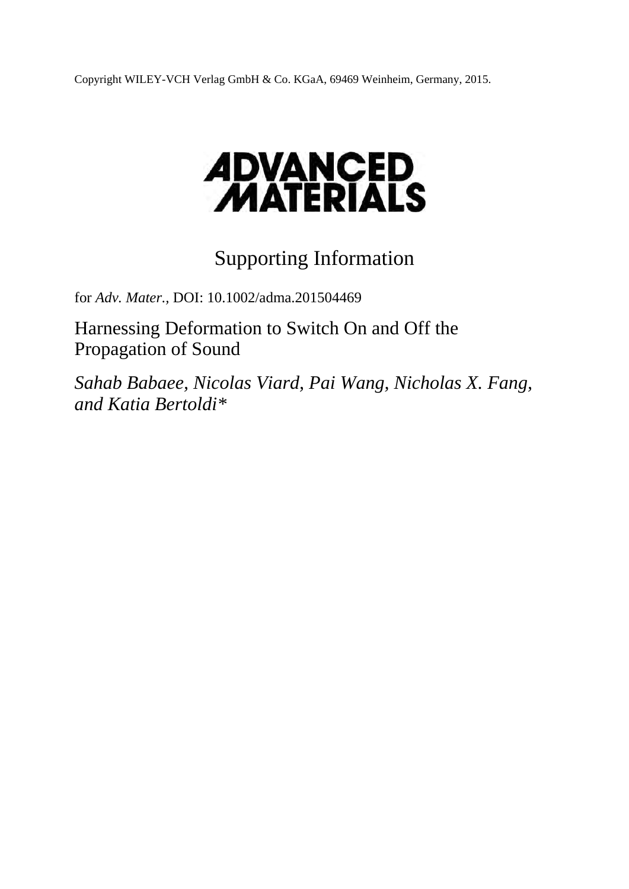Copyright WILEY-VCH Verlag GmbH & Co. KGaA, 69469 Weinheim, Germany, 2015.

# ADVANCED MATERIALS

## Supporting Information

for *Adv. Mater.,* DOI: 10.1002/adma.201504469

Harnessing Deformation to Switch On and Off the Propagation of Sound

*Sahab Babaee, Nicolas Viard, Pai Wang, Nicholas X. Fang, and Katia Bertoldi**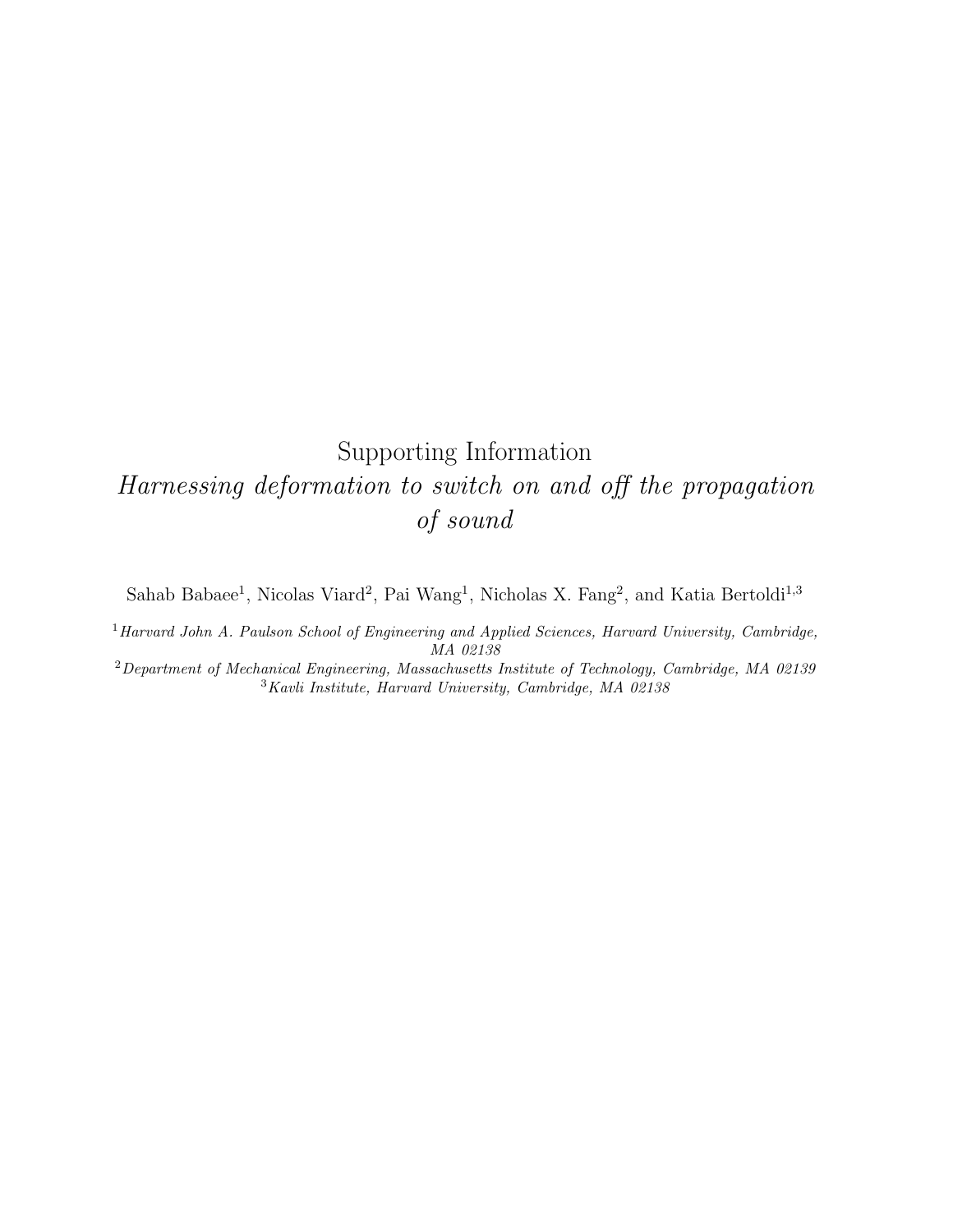# Supporting Information

## *Harnessing deformation to switch on and off the propagation of sound*

Sahab Babaee[1], Nicolas Viard[2], Pai Wang[1], Nicholas X. Fang[2], and Katia Bertoldi[1,3]

[1] *Harvard John A. Paulson School of Engineering and Applied Sciences, Harvard University, Cambridge, MA 02138*

[2] *Department of Mechanical Engineering, Massachusetts Institute of Technology, Cambridge, MA 02139*

[3] *Kavli Institute, Harvard University, Cambridge, MA 02138*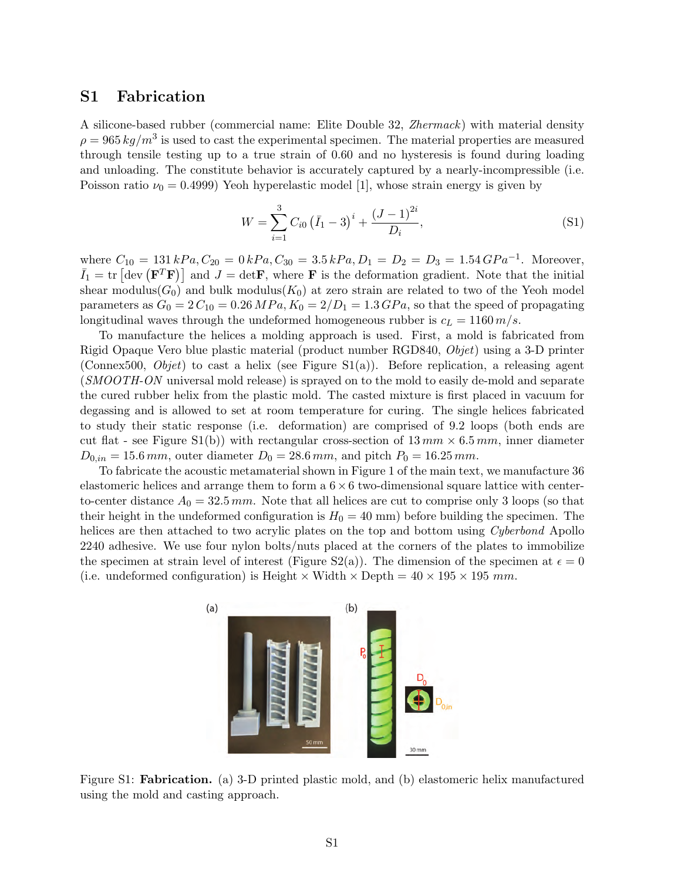# S1 Fabrication

A silicone-based rubber (commercial name: Elite Double 32, *Zhermack*) with material density $\rho = 965\,kg/m^3$ is used to cast the experimental specimen. The material properties are measured through tensile testing up to a true strain of 0.60 and no hysteresis is found during loading and unloading. The constitute behavior is accurately captured by a nearly-incompressible (i.e. Poisson ratio $\nu_0 = 0.4999$) Yeoh hyperelastic model [1], whose strain energy is given by

$$W = \sum_{i=1}^{3} C_{i0}\left(\bar{I}_1 - 3\right)^i + \frac{(J-1)^{2i}}{D_i}, \tag{S1}$$

where $C_{10} = 131\,kPa, C_{20} = 0\,kPa, C_{30} = 3.5\,kPa, D_1 = D_2 = D_3 = 1.54\,GPa^{-1}$. Moreover, $\bar{I}_1 = \text{tr}\left[\text{dev}\left(\mathbf{F}^T\mathbf{F}\right)\right]$ and $J = \det\mathbf{F}$, where $\mathbf{F}$ is the deformation gradient. Note that the initial shear modulus($G_0$) and bulk modulus($K_0$) at zero strain are related to two of the Yeoh model parameters as $G_0 = 2\,C_{10} = 0.26\,MPa, K_0 = 2/D_1 = 1.3\,GPa$, so that the speed of propagating longitudinal waves through the undeformed homogeneous rubber is $c_L = 1160\,m/s$.

To manufacture the helices a molding approach is used. First, a mold is fabricated from Rigid Opaque Vero blue plastic material (product number RGD840, *Objet*) using a 3-D printer (Connex500, *Objet*) to cast a helix (see Figure S1(a)). Before replication, a releasing agent (*SMOOTH-ON* universal mold release) is sprayed on to the mold to easily de-mold and separate the cured rubber helix from the plastic mold. The casted mixture is first placed in vacuum for degassing and is allowed to set at room temperature for curing. The single helices fabricated to study their static response (i.e. deformation) are comprised of 9.2 loops (both ends are cut flat - see Figure S1(b)) with rectangular cross-section of $13\,mm \times 6.5\,mm$, inner diameter $D_{0,in} = 15.6\,mm$, outer diameter $D_0 = 28.6\,mm$, and pitch $P_0 = 16.25\,mm$.

To fabricate the acoustic metamaterial shown in Figure 1 of the main text, we manufacture 36 elastomeric helices and arrange them to form a $6 \times 6$ two-dimensional square lattice with center-to-center distance $A_0 = 32.5\,mm$. Note that all helices are cut to comprise only 3 loops (so that their height in the undeformed configuration is $H_0 = 40$ mm) before building the specimen. The helices are then attached to two acrylic plates on the top and bottom using *Cyberbond* Apollo 2240 adhesive. We use four nylon bolts/nuts placed at the corners of the plates to immobilize the specimen at strain level of interest (Figure S2(a)). The dimension of the specimen at $\epsilon = 0$ (i.e. undeformed configuration) is Height × Width × Depth = $40 \times 195 \times 195\,mm$.

Figure S1: **Fabrication.** (a) 3-D printed plastic mold, and (b) elastomeric helix manufactured using the mold and casting approach.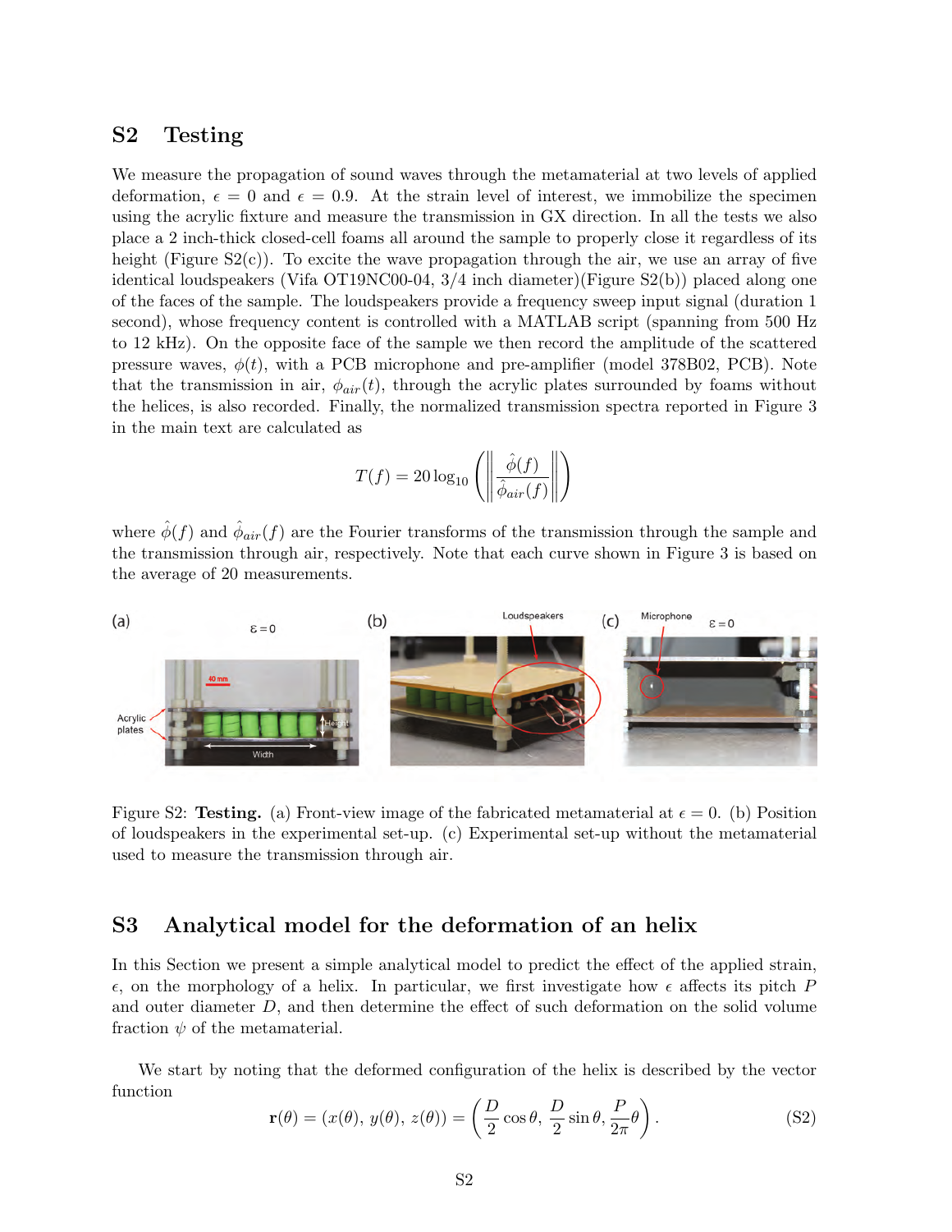## S2 Testing

We measure the propagation of sound waves through the metamaterial at two levels of applied deformation, $\epsilon = 0$ and $\epsilon = 0.9$. At the strain level of interest, we immobilize the specimen using the acrylic fixture and measure the transmission in GX direction. In all the tests we also place a 2 inch-thick closed-cell foams all around the sample to properly close it regardless of its height (Figure S2(c)). To excite the wave propagation through the air, we use an array of five identical loudspeakers (Vifa OT19NC00-04, 3/4 inch diameter)(Figure S2(b)) placed along one of the faces of the sample. The loudspeakers provide a frequency sweep input signal (duration 1 second), whose frequency content is controlled with a MATLAB script (spanning from 500 Hz to 12 kHz). On the opposite face of the sample we then record the amplitude of the scattered pressure waves, $\phi(t)$, with a PCB microphone and pre-amplifier (model 378B02, PCB). Note that the transmission in air, $\phi_{air}(t)$, through the acrylic plates surrounded by foams without the helices, is also recorded. Finally, the normalized transmission spectra reported in Figure 3 in the main text are calculated as

$$T(f) = 20\log_{10}\left(\left\|\frac{\hat{\phi}(f)}{\hat{\phi}_{air}(f)}\right\|\right)$$

where $\hat{\phi}(f)$ and $\hat{\phi}_{air}(f)$ are the Fourier transforms of the transmission through the sample and the transmission through air, respectively. Note that each curve shown in Figure 3 is based on the average of 20 measurements.

Figure S2: **Testing.** (a) Front-view image of the fabricated metamaterial at $\epsilon = 0$. (b) Position of loudspeakers in the experimental set-up. (c) Experimental set-up without the metamaterial used to measure the transmission through air.

## S3 Analytical model for the deformation of an helix

In this Section we present a simple analytical model to predict the effect of the applied strain, $\epsilon$, on the morphology of a helix. In particular, we first investigate how $\epsilon$ affects its pitch $P$ and outer diameter $D$, and then determine the effect of such deformation on the solid volume fraction $\psi$ of the metamaterial.

We start by noting that the deformed configuration of the helix is described by the vector function

$$\mathbf{r}(\theta) = (x(\theta),\, y(\theta),\, z(\theta)) = \left(\frac{D}{2}\cos\theta,\, \frac{D}{2}\sin\theta,\, \frac{P}{2\pi}\theta\right). \tag{S2}$$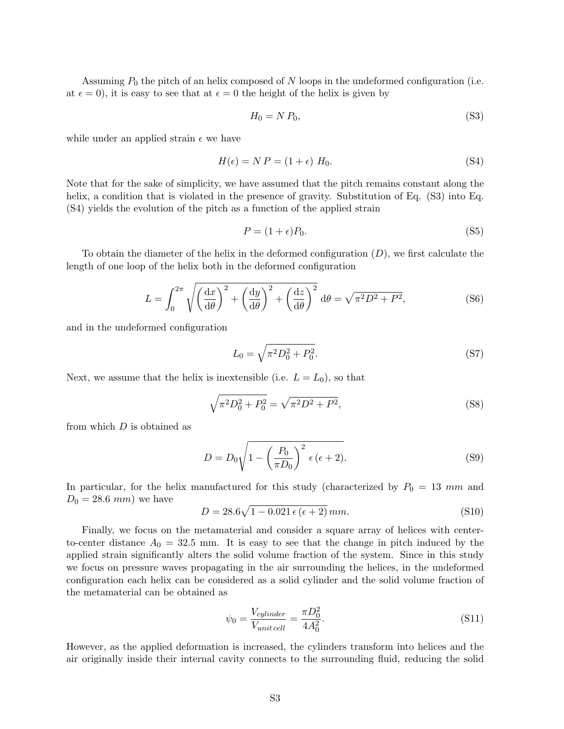Assuming $P_0$ the pitch of an helix composed of $N$ loops in the undeformed configuration (i.e. at $\epsilon = 0$), it is easy to see that at $\epsilon = 0$ the height of the helix is given by

$$H_0 = N\, P_0, \tag{S3}$$

while under an applied strain $\epsilon$ we have

$$H(\epsilon) = N\, P = (1+\epsilon)\; H_0. \tag{S4}$$

Note that for the sake of simplicity, we have assumed that the pitch remains constant along the helix, a condition that is violated in the presence of gravity. Substitution of Eq. (S3) into Eq. (S4) yields the evolution of the pitch as a function of the applied strain

$$P = (1+\epsilon)P_0. \tag{S5}$$

To obtain the diameter of the helix in the deformed configuration ($D$), we first calculate the length of one loop of the helix both in the deformed configuration

$$L = \int_0^{2\pi} \sqrt{\left(\frac{\mathrm{d}x}{\mathrm{d}\theta}\right)^2 + \left(\frac{\mathrm{d}y}{\mathrm{d}\theta}\right)^2 + \left(\frac{\mathrm{d}z}{\mathrm{d}\theta}\right)^2}\, \mathrm{d}\theta = \sqrt{\pi^2 D^2 + P^2}, \tag{S6}$$

and in the undeformed configuration

$$L_0 = \sqrt{\pi^2 D_0^2 + P_0^2}. \tag{S7}$$

Next, we assume that the helix is inextensible (i.e. $L = L_0$), so that

$$\sqrt{\pi^2 D_0^2 + P_0^2} = \sqrt{\pi^2 D^2 + P^2}, \tag{S8}$$

from which $D$ is obtained as

$$D = D_0 \sqrt{1 - \left(\frac{P_0}{\pi D_0}\right)^2 \epsilon\,(\epsilon+2)}. \tag{S9}$$

In particular, for the helix manufactured for this study (characterized by $P_0 = 13\ mm$ and $D_0 = 28.6\ mm$) we have

$$D = 28.6\sqrt{1 - 0.021\,\epsilon\,(\epsilon+2)}\, mm. \tag{S10}$$

Finally, we focus on the metamaterial and consider a square array of helices with center-to-center distance $A_0 = 32.5$ mm. It is easy to see that the change in pitch induced by the applied strain significantly alters the solid volume fraction of the system. Since in this study we focus on pressure waves propagating in the air surrounding the helices, in the undeformed configuration each helix can be considered as a solid cylinder and the solid volume fraction of the metamaterial can be obtained as

$$\psi_0 = \frac{V_{cylinder}}{V_{unit\,cell}} = \frac{\pi D_0^2}{4 A_0^2}. \tag{S11}$$

However, as the applied deformation is increased, the cylinders transform into helices and the air originally inside their internal cavity connects to the surrounding fluid, reducing the solid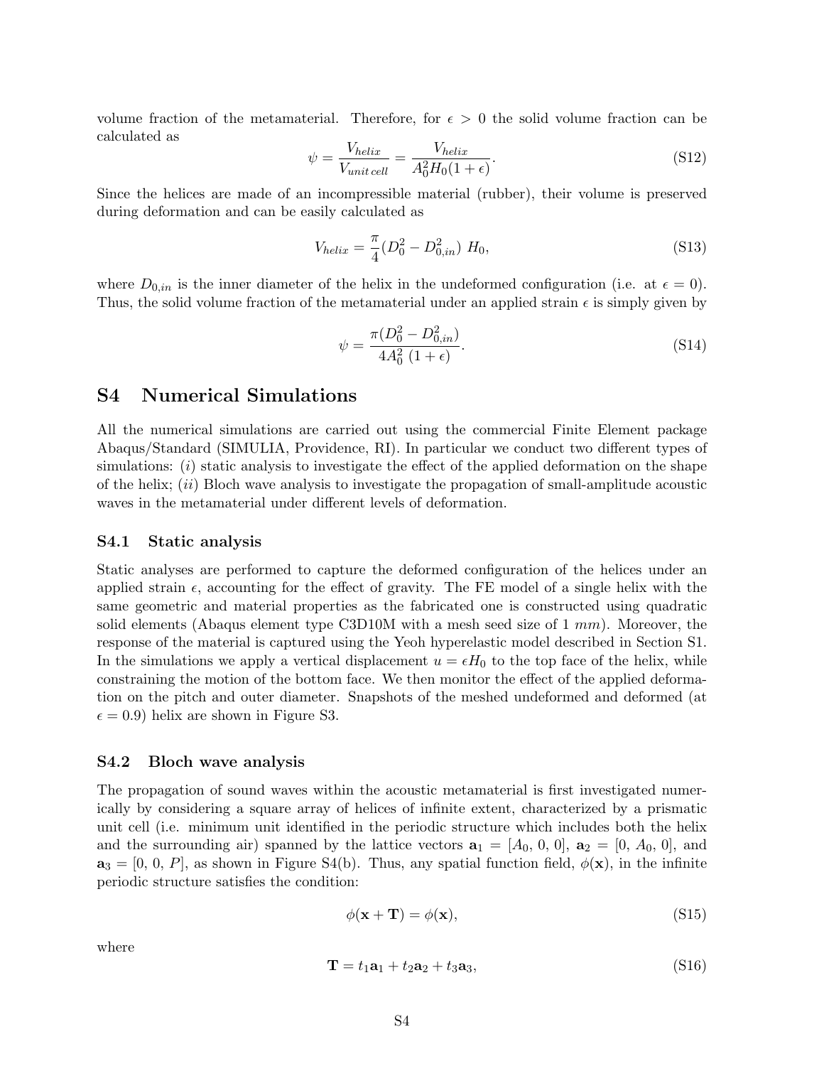volume fraction of the metamaterial. Therefore, for $\epsilon > 0$ the solid volume fraction can be calculated as

$$\psi = \frac{V_{helix}}{V_{unit\,cell}} = \frac{V_{helix}}{A_0^2 H_0 (1+\epsilon)}. \tag{S12}$$

Since the helices are made of an incompressible material (rubber), their volume is preserved during deformation and can be easily calculated as

$$V_{helix} = \frac{\pi}{4}(D_0^2 - D_{0,in}^2)\ H_0, \tag{S13}$$

where $D_{0,in}$ is the inner diameter of the helix in the undeformed configuration (i.e. at $\epsilon = 0$). Thus, the solid volume fraction of the metamaterial under an applied strain $\epsilon$ is simply given by

$$\psi = \frac{\pi(D_0^2 - D_{0,in}^2)}{4A_0^2\ (1+\epsilon)}. \tag{S14}$$

# S4 Numerical Simulations

All the numerical simulations are carried out using the commercial Finite Element package Abaqus/Standard (SIMULIA, Providence, RI). In particular we conduct two different types of simulations: (*i*) static analysis to investigate the effect of the applied deformation on the shape of the helix; (*ii*) Bloch wave analysis to investigate the propagation of small-amplitude acoustic waves in the metamaterial under different levels of deformation.

## S4.1 Static analysis

Static analyses are performed to capture the deformed configuration of the helices under an applied strain $\epsilon$, accounting for the effect of gravity. The FE model of a single helix with the same geometric and material properties as the fabricated one is constructed using quadratic solid elements (Abaqus element type C3D10M with a mesh seed size of 1 *mm*). Moreover, the response of the material is captured using the Yeoh hyperelastic model described in Section S1. In the simulations we apply a vertical displacement $u = \epsilon H_0$ to the top face of the helix, while constraining the motion of the bottom face. We then monitor the effect of the applied deformation on the pitch and outer diameter. Snapshots of the meshed undeformed and deformed (at $\epsilon = 0.9$) helix are shown in Figure S3.

## S4.2 Bloch wave analysis

The propagation of sound waves within the acoustic metamaterial is first investigated numerically by considering a square array of helices of infinite extent, characterized by a prismatic unit cell (i.e. minimum unit identified in the periodic structure which includes both the helix and the surrounding air) spanned by the lattice vectors $\mathbf{a}_1 = [A_0,\ 0,\ 0]$, $\mathbf{a}_2 = [0,\ A_0,\ 0]$, and $\mathbf{a}_3 = [0,\ 0,\ P]$, as shown in Figure S4(b). Thus, any spatial function field, $\phi(\mathbf{x})$, in the infinite periodic structure satisfies the condition:

$$\phi(\mathbf{x} + \mathbf{T}) = \phi(\mathbf{x}), \tag{S15}$$

where

$$\mathbf{T} = t_1\mathbf{a}_1 + t_2\mathbf{a}_2 + t_3\mathbf{a}_3, \tag{S16}$$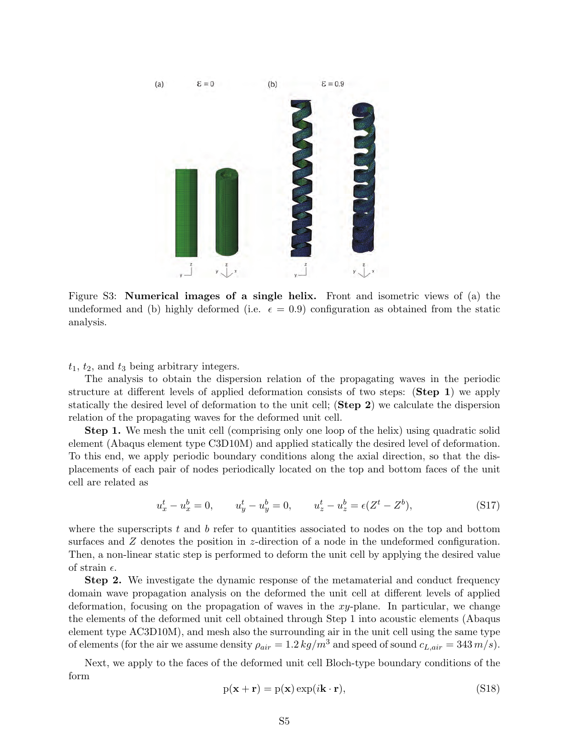Figure S3: **Numerical images of a single helix.** Front and isometric views of (a) the undeformed and (b) highly deformed (i.e. $\epsilon = 0.9$) configuration as obtained from the static analysis.

$t_1$, $t_2$, and $t_3$ being arbitrary integers.

The analysis to obtain the dispersion relation of the propagating waves in the periodic structure at different levels of applied deformation consists of two steps: (**Step 1**) we apply statically the desired level of deformation to the unit cell; (**Step 2**) we calculate the dispersion relation of the propagating waves for the deformed unit cell.

**Step 1.** We mesh the unit cell (comprising only one loop of the helix) using quadratic solid element (Abaqus element type C3D10M) and applied statically the desired level of deformation. To this end, we apply periodic boundary conditions along the axial direction, so that the displacements of each pair of nodes periodically located on the top and bottom faces of the unit cell are related as

$$u_x^t - u_x^b = 0, \qquad u_y^t - u_y^b = 0, \qquad u_z^t - u_z^b = \epsilon(Z^t - Z^b), \tag{S17}$$

where the superscripts $t$ and $b$ refer to quantities associated to nodes on the top and bottom surfaces and $Z$ denotes the position in $z$-direction of a node in the undeformed configuration. Then, a non-linear static step is performed to deform the unit cell by applying the desired value of strain $\epsilon$.

**Step 2.** We investigate the dynamic response of the metamaterial and conduct frequency domain wave propagation analysis on the deformed the unit cell at different levels of applied deformation, focusing on the propagation of waves in the $xy$-plane. In particular, we change the elements of the deformed unit cell obtained through Step 1 into acoustic elements (Abaqus element type AC3D10M), and mesh also the surrounding air in the unit cell using the same type of elements (for the air we assume density $\rho_{air} = 1.2\,kg/m^3$ and speed of sound $c_{L,air} = 343\,m/s$).

Next, we apply to the faces of the deformed unit cell Bloch-type boundary conditions of the form

$$\mathrm{p}(\mathbf{x} + \mathbf{r}) = \mathrm{p}(\mathbf{x}) \exp(i\mathbf{k} \cdot \mathbf{r}), \tag{S18}$$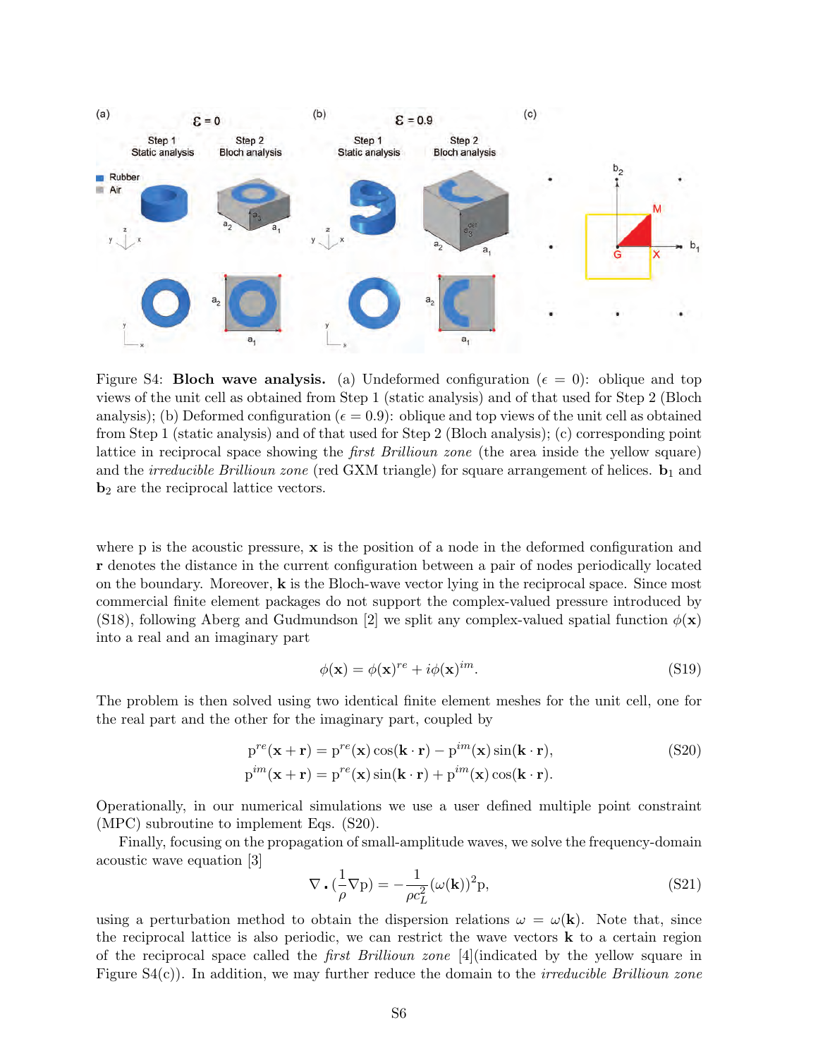Figure S4: **Bloch wave analysis.** (a) Undeformed configuration ($\epsilon = 0$): oblique and top views of the unit cell as obtained from Step 1 (static analysis) and of that used for Step 2 (Bloch analysis); (b) Deformed configuration ($\epsilon = 0.9$): oblique and top views of the unit cell as obtained from Step 1 (static analysis) and of that used for Step 2 (Bloch analysis); (c) corresponding point lattice in reciprocal space showing the *first Brillioun zone* (the area inside the yellow square) and the *irreducible Brillioun zone* (red GXM triangle) for square arrangement of helices. $\mathbf{b}_1$ and $\mathbf{b}_2$ are the reciprocal lattice vectors.

where p is the acoustic pressure, $\mathbf{x}$ is the position of a node in the deformed configuration and $\mathbf{r}$ denotes the distance in the current configuration between a pair of nodes periodically located on the boundary. Moreover, $\mathbf{k}$ is the Bloch-wave vector lying in the reciprocal space. Since most commercial finite element packages do not support the complex-valued pressure introduced by (S18), following Aberg and Gudmundson [2] we split any complex-valued spatial function $\phi(\mathbf{x})$ into a real and an imaginary part

$$\phi(\mathbf{x}) = \phi(\mathbf{x})^{re} + i\phi(\mathbf{x})^{im}. \tag{S19}$$

The problem is then solved using two identical finite element meshes for the unit cell, one for the real part and the other for the imaginary part, coupled by

$$\begin{aligned} \mathrm{p}^{re}(\mathbf{x}+\mathbf{r}) &= \mathrm{p}^{re}(\mathbf{x})\cos(\mathbf{k}\cdot\mathbf{r}) - \mathrm{p}^{im}(\mathbf{x})\sin(\mathbf{k}\cdot\mathbf{r}), \\ \mathrm{p}^{im}(\mathbf{x}+\mathbf{r}) &= \mathrm{p}^{re}(\mathbf{x})\sin(\mathbf{k}\cdot\mathbf{r}) + \mathrm{p}^{im}(\mathbf{x})\cos(\mathbf{k}\cdot\mathbf{r}). \end{aligned} \tag{S20}$$

Operationally, in our numerical simulations we use a user defined multiple point constraint (MPC) subroutine to implement Eqs. (S20).

Finally, focusing on the propagation of small-amplitude waves, we solve the frequency-domain acoustic wave equation [3]

$$\nabla \cdot (\frac{1}{\rho}\nabla \mathrm{p}) = -\frac{1}{\rho c_L^2}(\omega(\mathbf{k}))^2 \mathrm{p}, \tag{S21}$$

using a perturbation method to obtain the dispersion relations $\omega = \omega(\mathbf{k})$. Note that, since the reciprocal lattice is also periodic, we can restrict the wave vectors $\mathbf{k}$ to a certain region of the reciprocal space called the *first Brillioun zone* [4](indicated by the yellow square in Figure S4(c)). In addition, we may further reduce the domain to the *irreducible Brillioun zone*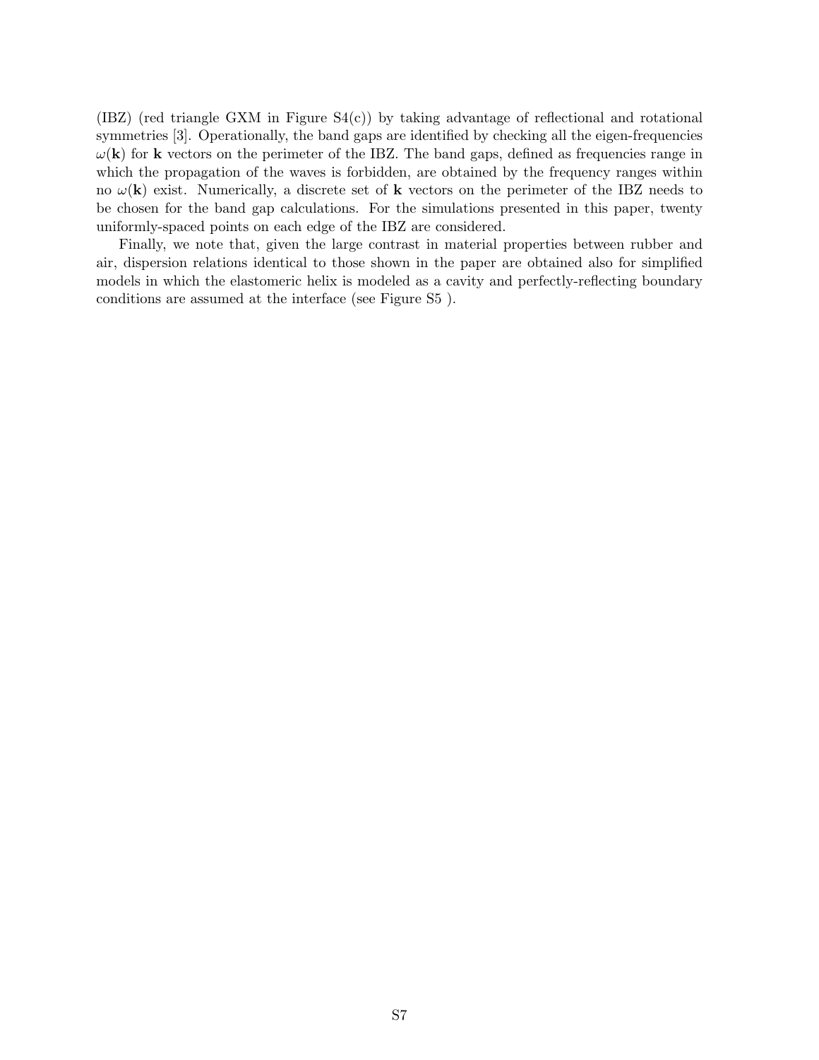(IBZ) (red triangle GXM in Figure S4(c)) by taking advantage of reflectional and rotational symmetries [3]. Operationally, the band gaps are identified by checking all the eigen-frequencies $\omega(\mathbf{k})$ for $\mathbf{k}$ vectors on the perimeter of the IBZ. The band gaps, defined as frequencies range in which the propagation of the waves is forbidden, are obtained by the frequency ranges within no $\omega(\mathbf{k})$ exist. Numerically, a discrete set of $\mathbf{k}$ vectors on the perimeter of the IBZ needs to be chosen for the band gap calculations. For the simulations presented in this paper, twenty uniformly-spaced points on each edge of the IBZ are considered.

Finally, we note that, given the large contrast in material properties between rubber and air, dispersion relations identical to those shown in the paper are obtained also for simplified models in which the elastomeric helix is modeled as a cavity and perfectly-reflecting boundary conditions are assumed at the interface (see Figure S5 ).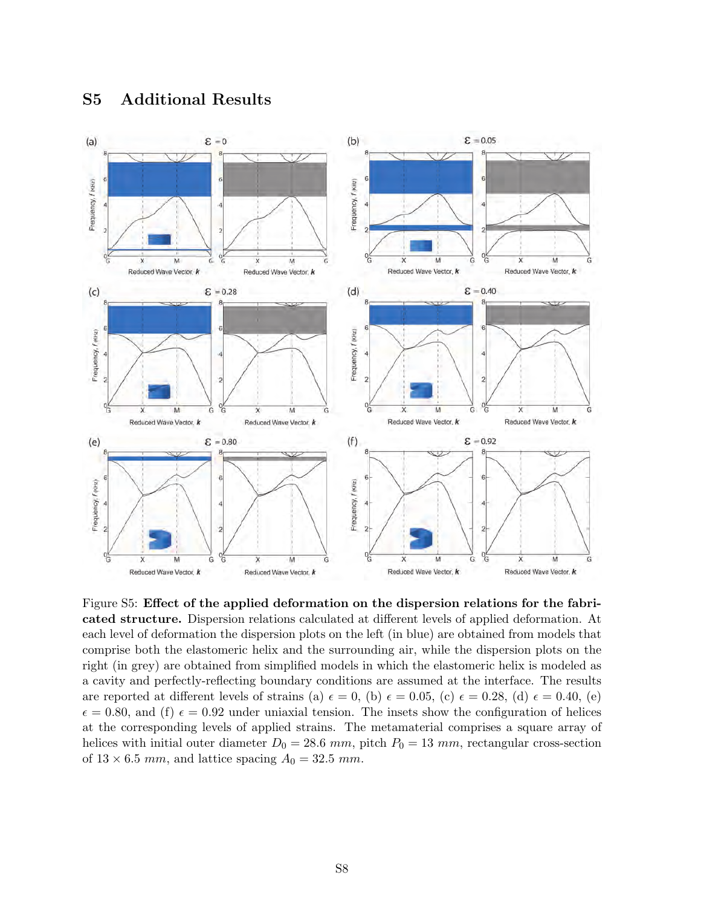# S5 Additional Results

Figure S5: **Effect of the applied deformation on the dispersion relations for the fabricated structure.** Dispersion relations calculated at different levels of applied deformation. At each level of deformation the dispersion plots on the left (in blue) are obtained from models that comprise both the elastomeric helix and the surrounding air, while the dispersion plots on the right (in grey) are obtained from simplified models in which the elastomeric helix is modeled as a cavity and perfectly-reflecting boundary conditions are assumed at the interface. The results are reported at different levels of strains (a) $\epsilon = 0$, (b) $\epsilon = 0.05$, (c) $\epsilon = 0.28$, (d) $\epsilon = 0.40$, (e) $\epsilon = 0.80$, and (f) $\epsilon = 0.92$ under uniaxial tension. The insets show the configuration of helices at the corresponding levels of applied strains. The metamaterial comprises a square array of helices with initial outer diameter $D_0 = 28.6$ $mm$, pitch $P_0 = 13$ $mm$, rectangular cross-section of $13 \times 6.5$ $mm$, and lattice spacing $A_0 = 32.5$ $mm$.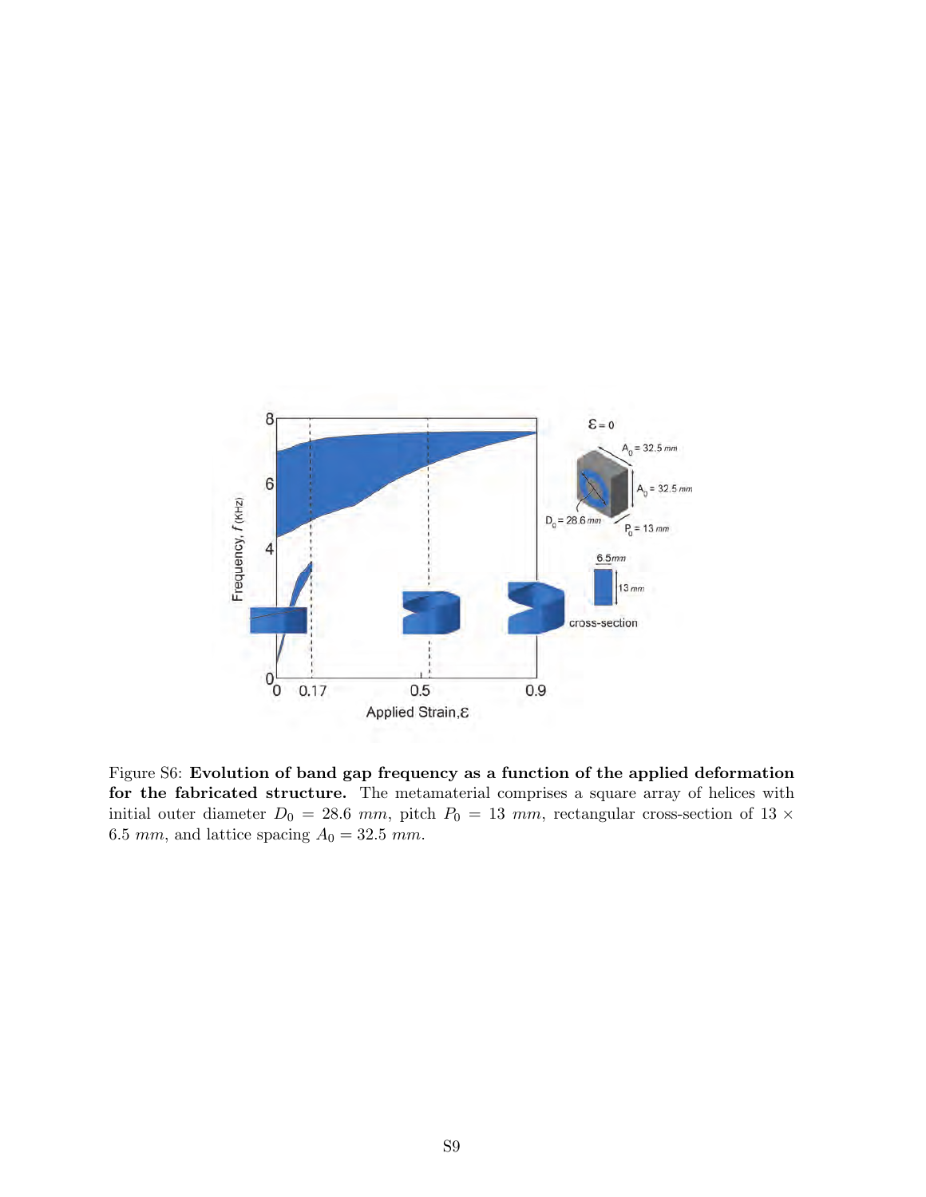Figure S6: **Evolution of band gap frequency as a function of the applied deformation for the fabricated structure.** The metamaterial comprises a square array of helices with initial outer diameter $D_0 = 28.6\ mm$, pitch $P_0 = 13\ mm$, rectangular cross-section of $13 \times 6.5\ mm$, and lattice spacing $A_0 = 32.5\ mm$.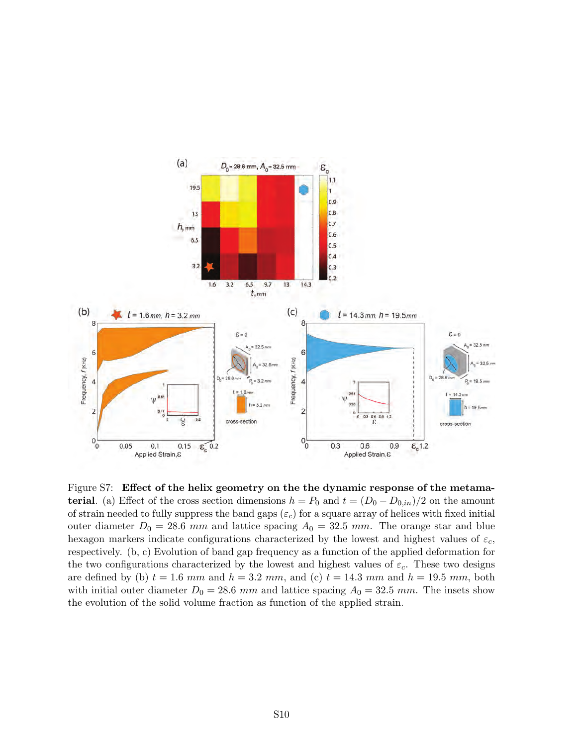Figure S7: **Effect of the helix geometry on the the dynamic response of the metamaterial**. (a) Effect of the cross section dimensions $h = P_0$ and $t = (D_0 - D_{0,in})/2$ on the amount of strain needed to fully suppress the band gaps ($\varepsilon_c$) for a square array of helices with fixed initial outer diameter $D_0 = 28.6\ mm$ and lattice spacing $A_0 = 32.5\ mm$. The orange star and blue hexagon markers indicate configurations characterized by the lowest and highest values of $\varepsilon_c$, respectively. (b, c) Evolution of band gap frequency as a function of the applied deformation for the two configurations characterized by the lowest and highest values of $\varepsilon_c$. These two designs are defined by (b) $t = 1.6\ mm$ and $h = 3.2\ mm$, and (c) $t = 14.3\ mm$ and $h = 19.5\ mm$, both with initial outer diameter $D_0 = 28.6\ mm$ and lattice spacing $A_0 = 32.5\ mm$. The insets show the evolution of the solid volume fraction as function of the applied strain.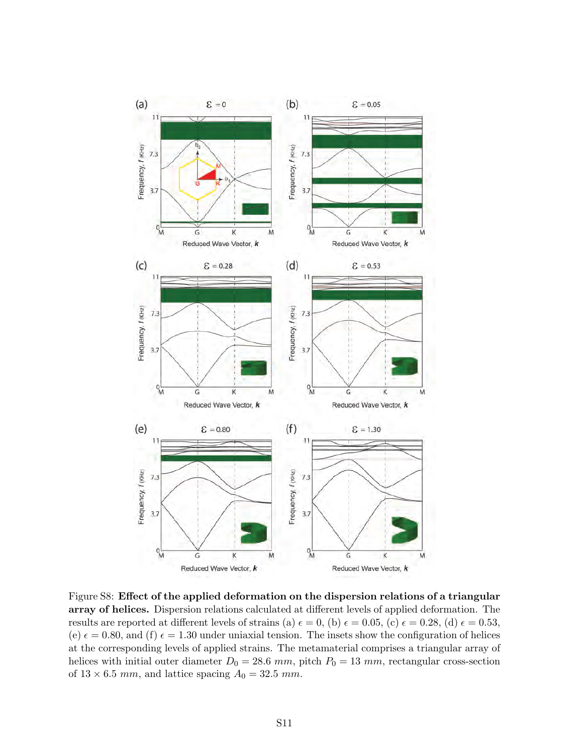Figure S8: **Effect of the applied deformation on the dispersion relations of a triangular array of helices.** Dispersion relations calculated at different levels of applied deformation. The results are reported at different levels of strains (a) $\epsilon = 0$, (b) $\epsilon = 0.05$, (c) $\epsilon = 0.28$, (d) $\epsilon = 0.53$, (e) $\epsilon = 0.80$, and (f) $\epsilon = 1.30$ under uniaxial tension. The insets show the configuration of helices at the corresponding levels of applied strains. The metamaterial comprises a triangular array of helices with initial outer diameter $D_0 = 28.6\ mm$, pitch $P_0 = 13\ mm$, rectangular cross-section of $13 \times 6.5\ mm$, and lattice spacing $A_0 = 32.5\ mm$.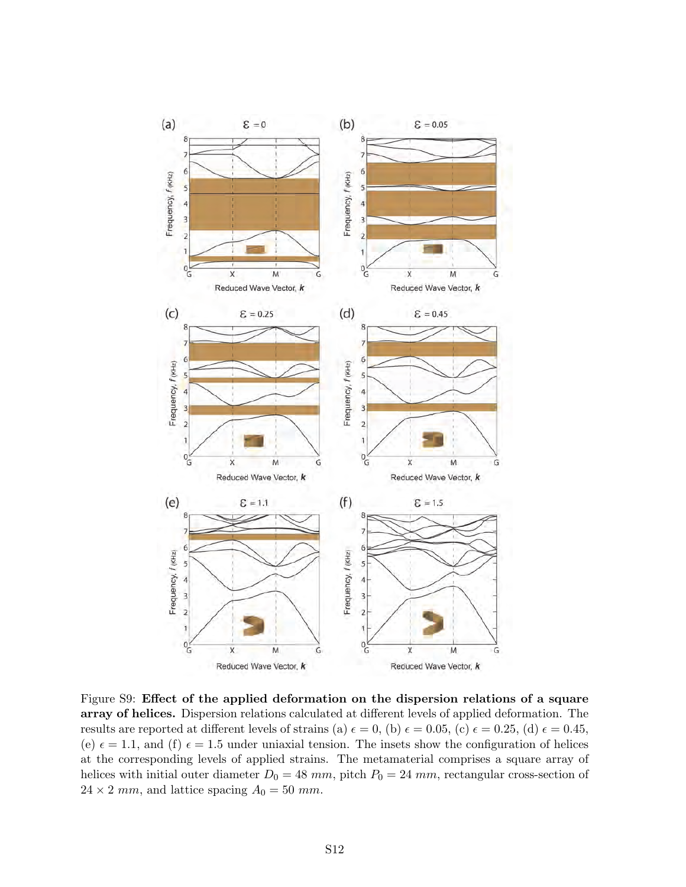Figure S9: **Effect of the applied deformation on the dispersion relations of a square array of helices.** Dispersion relations calculated at different levels of applied deformation. The results are reported at different levels of strains (a) $\epsilon = 0$, (b) $\epsilon = 0.05$, (c) $\epsilon = 0.25$, (d) $\epsilon = 0.45$, (e) $\epsilon = 1.1$, and (f) $\epsilon = 1.5$ under uniaxial tension. The insets show the configuration of helices at the corresponding levels of applied strains. The metamaterial comprises a square array of helices with initial outer diameter $D_0 = 48\ mm$, pitch $P_0 = 24\ mm$, rectangular cross-section of $24 \times 2\ mm$, and lattice spacing $A_0 = 50\ mm$.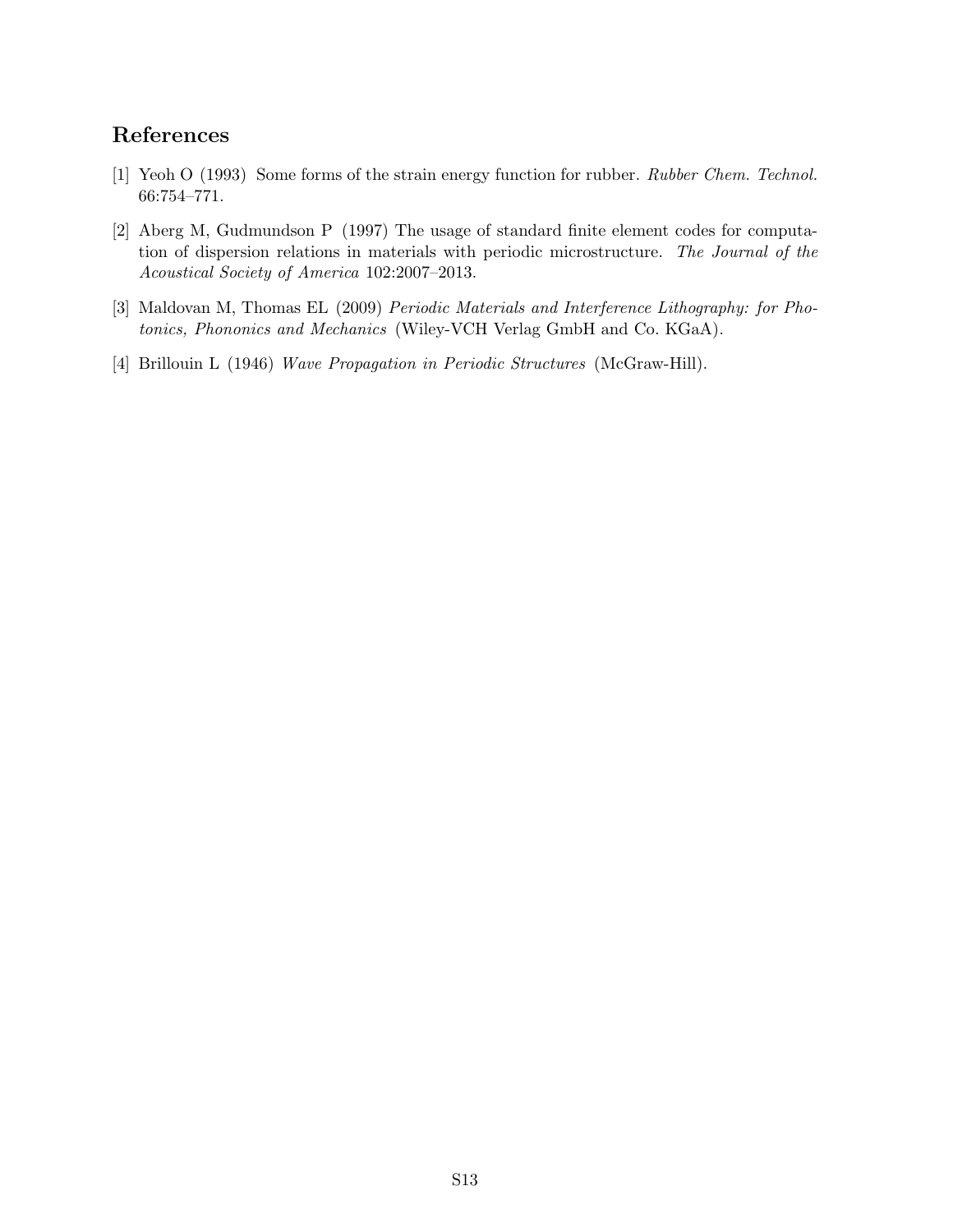## References

[1] Yeoh O (1993) Some forms of the strain energy function for rubber. *Rubber Chem. Technol.* 66:754–771.

[2] Aberg M, Gudmundson P (1997) The usage of standard finite element codes for computation of dispersion relations in materials with periodic microstructure. *The Journal of the Acoustical Society of America* 102:2007–2013.

[3] Maldovan M, Thomas EL (2009) *Periodic Materials and Interference Lithography: for Photonics, Phononics and Mechanics* (Wiley-VCH Verlag GmbH and Co. KGaA).

[4] Brillouin L (1946) *Wave Propagation in Periodic Structures* (McGraw-Hill).